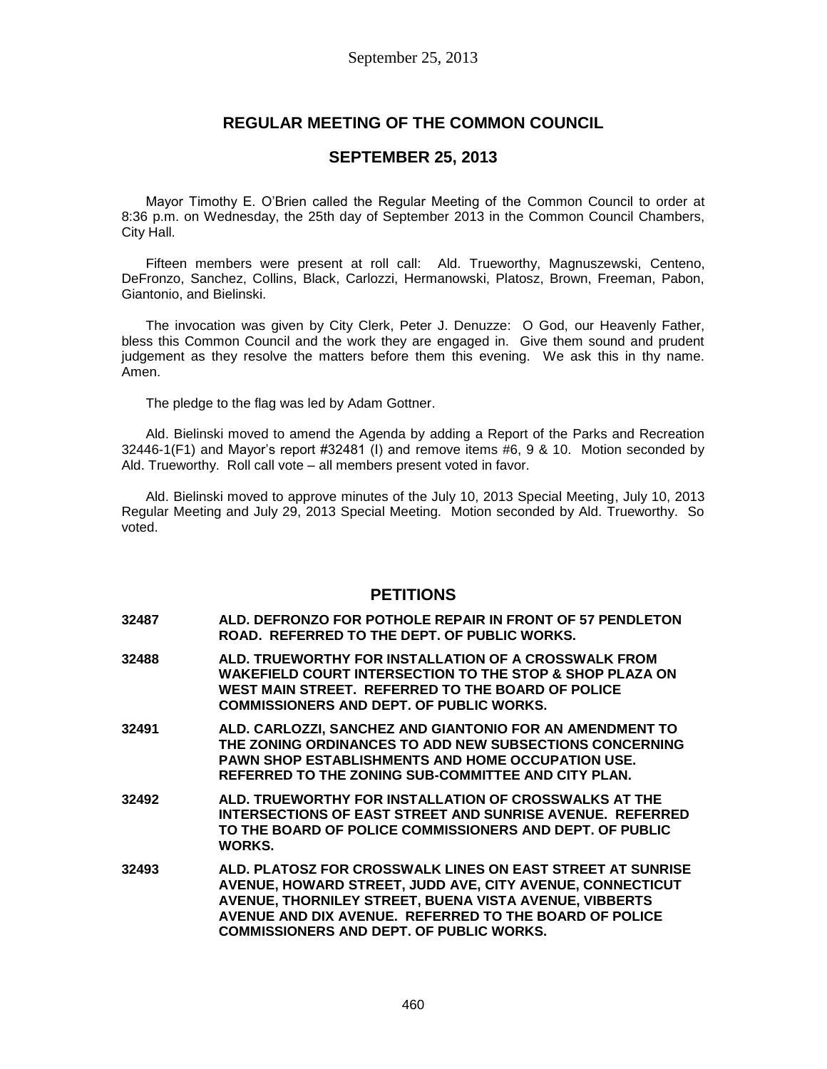## REGULAR MEETING OF THE COMMON COUNCIL

## SEPTEMBER 25, 2013

Mayor Timothy E. O'Brien called the Regular Meeting of the Common Council to order at 8:36 p.m. on Wednesday, the 25th day of September 2013 in the Common Council Chambers, City Hall.

Fifteen members were present at roll call: Ald. Trueworthy, Magnuszewski, Centeno, DeFronzo, Sanchez, Collins, Black, Carlozzi, Hermanowski, Platosz, Brown, Freeman, Pabon, Giantonio, and Bielinski.

The invocation was given by City Clerk, Peter J. Denuzze: O God, our Heavenly Father, bless this Common Council and the work they are engaged in. Give them sound and prudent judgement as they resolve the matters before them this evening. We ask this in thy name. Amen.

The pledge to the flag was led by Adam Gottner.

Ald. Bielinski moved to amend the Agenda by adding a Report of the Parks and Recreation 32446-1(F1) and Mayor's report #32481 (I) and remove items #6, 9 & 10. Motion seconded by Ald. Trueworthy. Roll call vote – all members present voted in favor.

Ald. Bielinski moved to approve minutes of the July 10, 2013 Special Meeting, July 10, 2013 Regular Meeting and July 29, 2013 Special Meeting. Motion seconded by Ald. Trueworthy. So voted.

## PETITIONS

**32487** **ALD. DEFRONZO FOR POTHOLE REPAIR IN FRONT OF 57 PENDLETON ROAD. REFERRED TO THE DEPT. OF PUBLIC WORKS.**

**32488** **ALD. TRUEWORTHY FOR INSTALLATION OF A CROSSWALK FROM WAKEFIELD COURT INTERSECTION TO THE STOP & SHOP PLAZA ON WEST MAIN STREET. REFERRED TO THE BOARD OF POLICE COMMISSIONERS AND DEPT. OF PUBLIC WORKS.**

**32491** **ALD. CARLOZZI, SANCHEZ AND GIANTONIO FOR AN AMENDMENT TO THE ZONING ORDINANCES TO ADD NEW SUBSECTIONS CONCERNING PAWN SHOP ESTABLISHMENTS AND HOME OCCUPATION USE. REFERRED TO THE ZONING SUB-COMMITTEE AND CITY PLAN.**

**32492** **ALD. TRUEWORTHY FOR INSTALLATION OF CROSSWALKS AT THE INTERSECTIONS OF EAST STREET AND SUNRISE AVENUE. REFERRED TO THE BOARD OF POLICE COMMISSIONERS AND DEPT. OF PUBLIC WORKS.**

**32493** **ALD. PLATOSZ FOR CROSSWALK LINES ON EAST STREET AT SUNRISE AVENUE, HOWARD STREET, JUDD AVE, CITY AVENUE, CONNECTICUT AVENUE, THORNILEY STREET, BUENA VISTA AVENUE, VIBBERTS AVENUE AND DIX AVENUE. REFERRED TO THE BOARD OF POLICE COMMISSIONERS AND DEPT. OF PUBLIC WORKS.**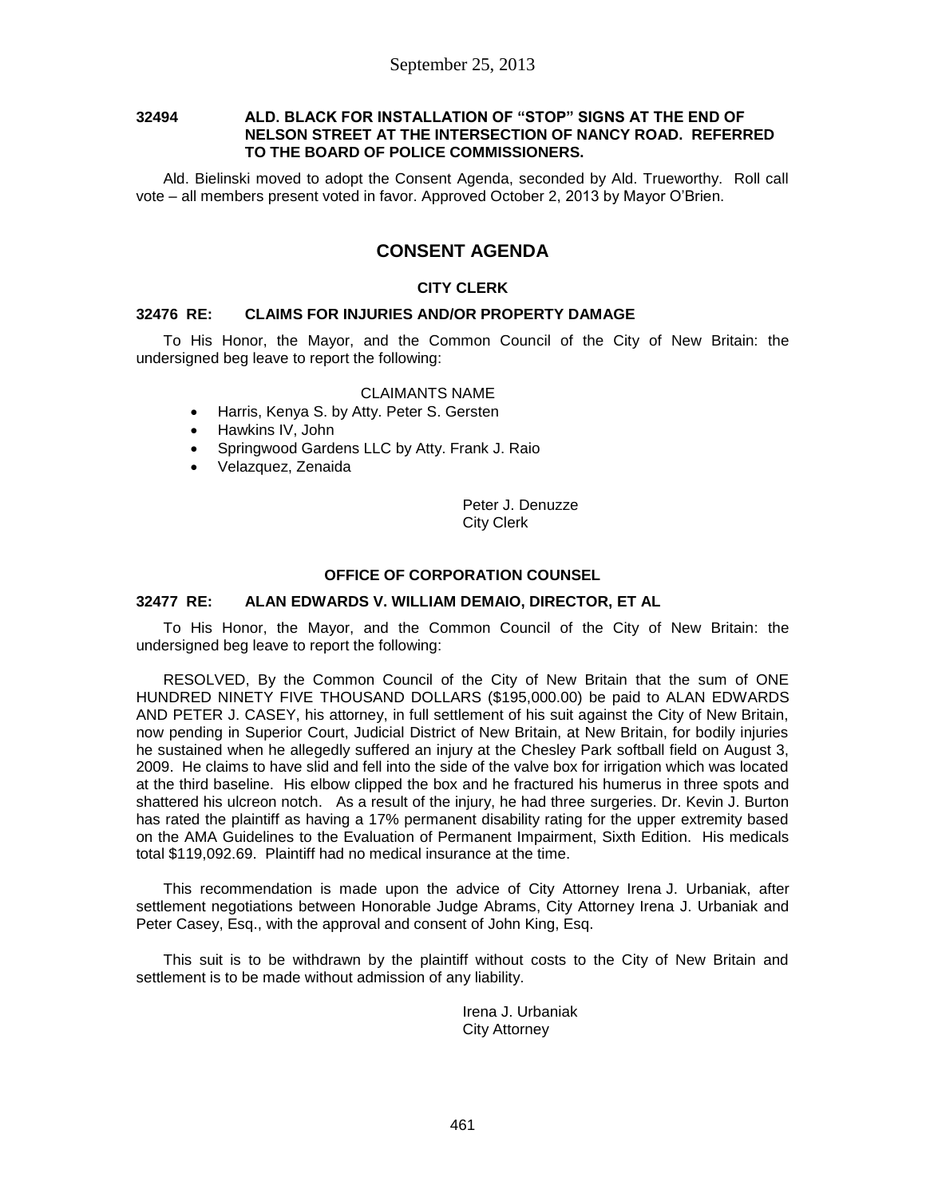**32494 ALD. BLACK FOR INSTALLATION OF "STOP" SIGNS AT THE END OF NELSON STREET AT THE INTERSECTION OF NANCY ROAD. REFERRED TO THE BOARD OF POLICE COMMISSIONERS.**

Ald. Bielinski moved to adopt the Consent Agenda, seconded by Ald. Trueworthy. Roll call vote – all members present voted in favor. Approved October 2, 2013 by Mayor O'Brien.

## CONSENT AGENDA

### CITY CLERK

**32476 RE: CLAIMS FOR INJURIES AND/OR PROPERTY DAMAGE**

To His Honor, the Mayor, and the Common Council of the City of New Britain: the undersigned beg leave to report the following:

CLAIMANTS NAME

- Harris, Kenya S. by Atty. Peter S. Gersten
- Hawkins IV, John
- Springwood Gardens LLC by Atty. Frank J. Raio
- Velazquez, Zenaida

Peter J. Denuzze
City Clerk

### OFFICE OF CORPORATION COUNSEL

**32477 RE: ALAN EDWARDS V. WILLIAM DEMAIO, DIRECTOR, ET AL**

To His Honor, the Mayor, and the Common Council of the City of New Britain: the undersigned beg leave to report the following:

RESOLVED, By the Common Council of the City of New Britain that the sum of ONE HUNDRED NINETY FIVE THOUSAND DOLLARS ($195,000.00) be paid to ALAN EDWARDS AND PETER J. CASEY, his attorney, in full settlement of his suit against the City of New Britain, now pending in Superior Court, Judicial District of New Britain, at New Britain, for bodily injuries he sustained when he allegedly suffered an injury at the Chesley Park softball field on August 3, 2009. He claims to have slid and fell into the side of the valve box for irrigation which was located at the third baseline. His elbow clipped the box and he fractured his humerus in three spots and shattered his ulcreon notch. As a result of the injury, he had three surgeries. Dr. Kevin J. Burton has rated the plaintiff as having a 17% permanent disability rating for the upper extremity based on the AMA Guidelines to the Evaluation of Permanent Impairment, Sixth Edition. His medicals total $119,092.69. Plaintiff had no medical insurance at the time.

This recommendation is made upon the advice of City Attorney Irena J. Urbaniak, after settlement negotiations between Honorable Judge Abrams, City Attorney Irena J. Urbaniak and Peter Casey, Esq., with the approval and consent of John King, Esq.

This suit is to be withdrawn by the plaintiff without costs to the City of New Britain and settlement is to be made without admission of any liability.

Irena J. Urbaniak
City Attorney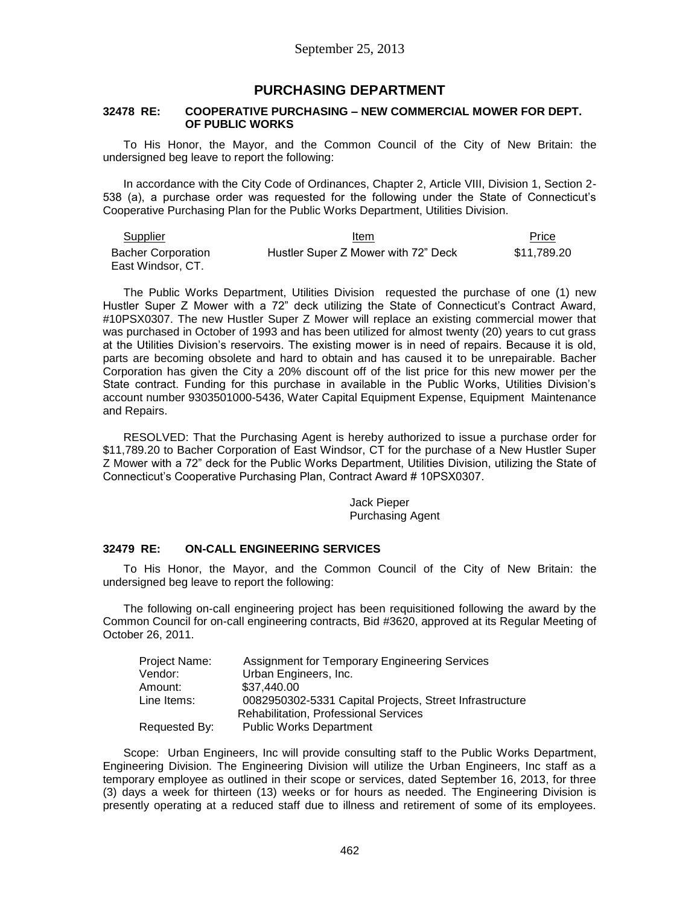## PURCHASING DEPARTMENT

### 32478 RE: COOPERATIVE PURCHASING – NEW COMMERCIAL MOWER FOR DEPT. OF PUBLIC WORKS

To His Honor, the Mayor, and the Common Council of the City of New Britain: the undersigned beg leave to report the following:

In accordance with the City Code of Ordinances, Chapter 2, Article VIII, Division 1, Section 2-538 (a), a purchase order was requested for the following under the State of Connecticut's Cooperative Purchasing Plan for the Public Works Department, Utilities Division.

| Supplier | Item | Price |
| --- | --- | --- |
| Bacher Corporation East Windsor, CT. | Hustler Super Z Mower with 72" Deck | \$11,789.20 |

The Public Works Department, Utilities Division requested the purchase of one (1) new Hustler Super Z Mower with a 72" deck utilizing the State of Connecticut's Contract Award, #10PSX0307. The new Hustler Super Z Mower will replace an existing commercial mower that was purchased in October of 1993 and has been utilized for almost twenty (20) years to cut grass at the Utilities Division's reservoirs. The existing mower is in need of repairs. Because it is old, parts are becoming obsolete and hard to obtain and has caused it to be unrepairable. Bacher Corporation has given the City a 20% discount off of the list price for this new mower per the State contract. Funding for this purchase in available in the Public Works, Utilities Division's account number 9303501000-5436, Water Capital Equipment Expense, Equipment Maintenance and Repairs.

RESOLVED: That the Purchasing Agent is hereby authorized to issue a purchase order for \$11,789.20 to Bacher Corporation of East Windsor, CT for the purchase of a New Hustler Super Z Mower with a 72" deck for the Public Works Department, Utilities Division, utilizing the State of Connecticut's Cooperative Purchasing Plan, Contract Award # 10PSX0307.

Jack Pieper
Purchasing Agent

### 32479 RE: ON-CALL ENGINEERING SERVICES

To His Honor, the Mayor, and the Common Council of the City of New Britain: the undersigned beg leave to report the following:

The following on-call engineering project has been requisitioned following the award by the Common Council for on-call engineering contracts, Bid #3620, approved at its Regular Meeting of October 26, 2011.

| | |
| --- | --- |
| Project Name: | Assignment for Temporary Engineering Services |
| Vendor: | Urban Engineers, Inc. |
| Amount: | \$37,440.00 |
| Line Items: | 0082950302-5331 Capital Projects, Street Infrastructure Rehabilitation, Professional Services |
| Requested By: | Public Works Department |

Scope: Urban Engineers, Inc will provide consulting staff to the Public Works Department, Engineering Division. The Engineering Division will utilize the Urban Engineers, Inc staff as a temporary employee as outlined in their scope or services, dated September 16, 2013, for three (3) days a week for thirteen (13) weeks or for hours as needed. The Engineering Division is presently operating at a reduced staff due to illness and retirement of some of its employees.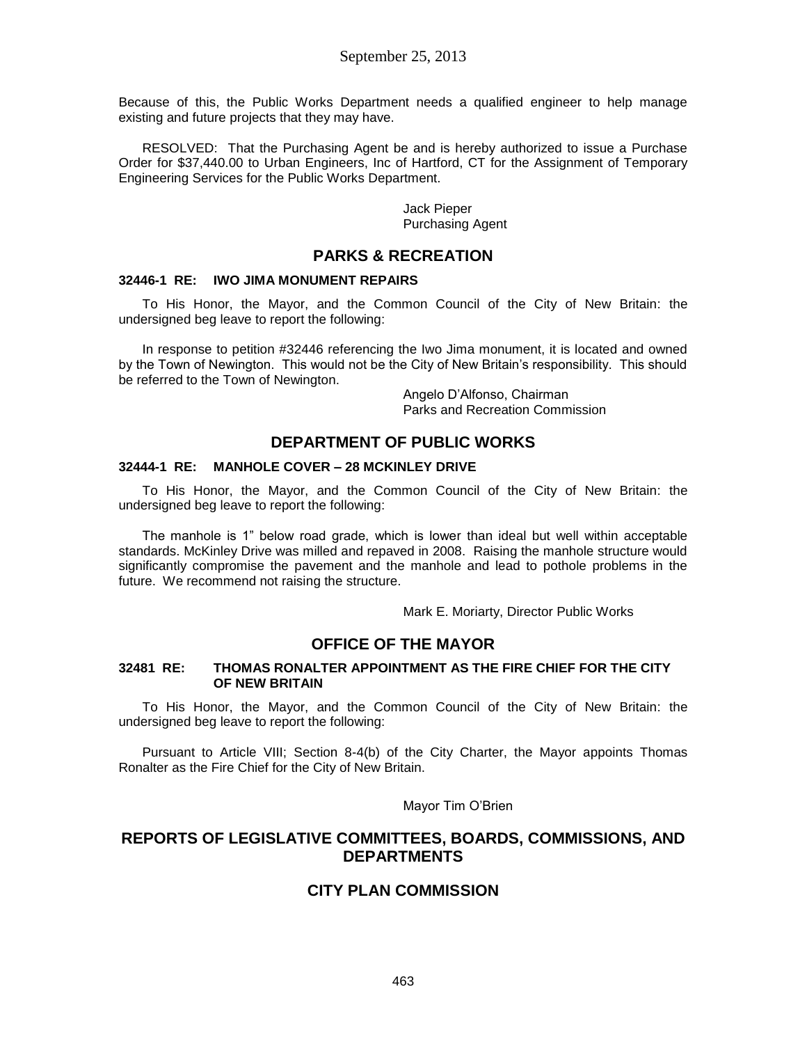Because of this, the Public Works Department needs a qualified engineer to help manage existing and future projects that they may have.

RESOLVED: That the Purchasing Agent be and is hereby authorized to issue a Purchase Order for $37,440.00 to Urban Engineers, Inc of Hartford, CT for the Assignment of Temporary Engineering Services for the Public Works Department.

Jack Pieper
Purchasing Agent

## PARKS & RECREATION

### 32446-1 RE: IWO JIMA MONUMENT REPAIRS

To His Honor, the Mayor, and the Common Council of the City of New Britain: the undersigned beg leave to report the following:

In response to petition #32446 referencing the Iwo Jima monument, it is located and owned by the Town of Newington. This would not be the City of New Britain's responsibility. This should be referred to the Town of Newington.

Angelo D'Alfonso, Chairman
Parks and Recreation Commission

## DEPARTMENT OF PUBLIC WORKS

### 32444-1 RE: MANHOLE COVER – 28 MCKINLEY DRIVE

To His Honor, the Mayor, and the Common Council of the City of New Britain: the undersigned beg leave to report the following:

The manhole is 1" below road grade, which is lower than ideal but well within acceptable standards. McKinley Drive was milled and repaved in 2008. Raising the manhole structure would significantly compromise the pavement and the manhole and lead to pothole problems in the future. We recommend not raising the structure.

Mark E. Moriarty, Director Public Works

## OFFICE OF THE MAYOR

### 32481 RE: THOMAS RONALTER APPOINTMENT AS THE FIRE CHIEF FOR THE CITY OF NEW BRITAIN

To His Honor, the Mayor, and the Common Council of the City of New Britain: the undersigned beg leave to report the following:

Pursuant to Article VIII; Section 8-4(b) of the City Charter, the Mayor appoints Thomas Ronalter as the Fire Chief for the City of New Britain.

Mayor Tim O'Brien

## REPORTS OF LEGISLATIVE COMMITTEES, BOARDS, COMMISSIONS, AND DEPARTMENTS

## CITY PLAN COMMISSION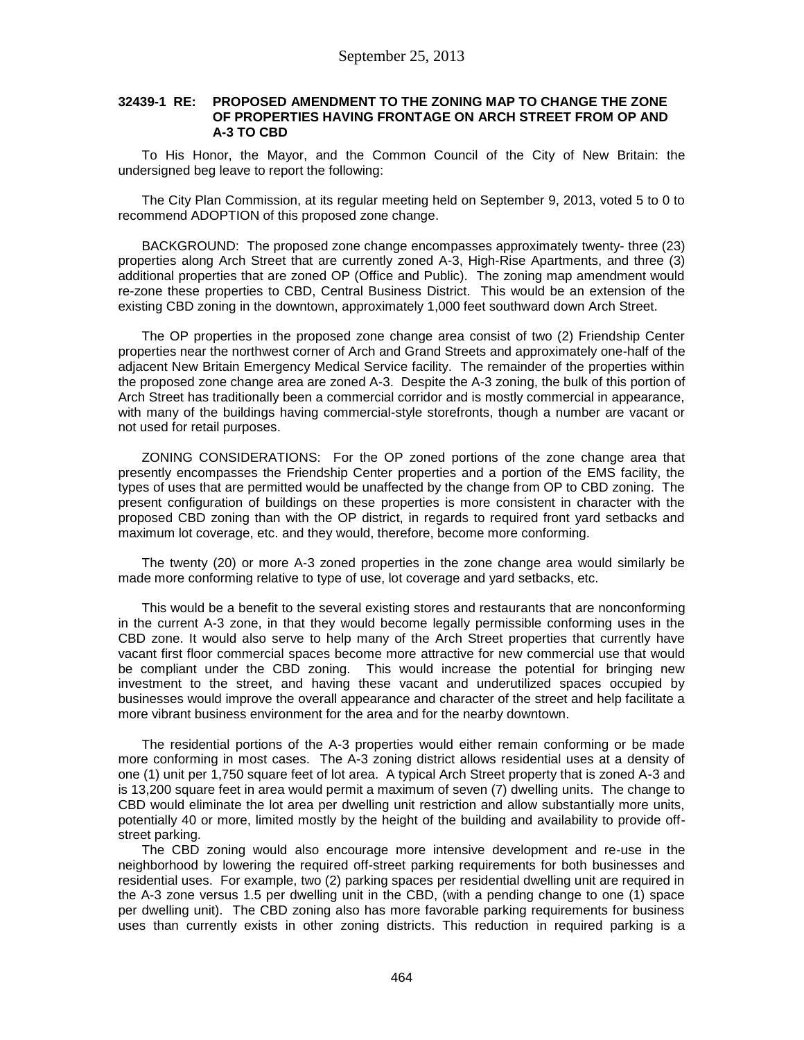September 25, 2013

**32439-1 RE: PROPOSED AMENDMENT TO THE ZONING MAP TO CHANGE THE ZONE OF PROPERTIES HAVING FRONTAGE ON ARCH STREET FROM OP AND A-3 TO CBD**

To His Honor, the Mayor, and the Common Council of the City of New Britain: the undersigned beg leave to report the following:

The City Plan Commission, at its regular meeting held on September 9, 2013, voted 5 to 0 to recommend ADOPTION of this proposed zone change.

BACKGROUND: The proposed zone change encompasses approximately twenty- three (23) properties along Arch Street that are currently zoned A-3, High-Rise Apartments, and three (3) additional properties that are zoned OP (Office and Public). The zoning map amendment would re-zone these properties to CBD, Central Business District. This would be an extension of the existing CBD zoning in the downtown, approximately 1,000 feet southward down Arch Street.

The OP properties in the proposed zone change area consist of two (2) Friendship Center properties near the northwest corner of Arch and Grand Streets and approximately one-half of the adjacent New Britain Emergency Medical Service facility. The remainder of the properties within the proposed zone change area are zoned A-3. Despite the A-3 zoning, the bulk of this portion of Arch Street has traditionally been a commercial corridor and is mostly commercial in appearance, with many of the buildings having commercial-style storefronts, though a number are vacant or not used for retail purposes.

ZONING CONSIDERATIONS: For the OP zoned portions of the zone change area that presently encompasses the Friendship Center properties and a portion of the EMS facility, the types of uses that are permitted would be unaffected by the change from OP to CBD zoning. The present configuration of buildings on these properties is more consistent in character with the proposed CBD zoning than with the OP district, in regards to required front yard setbacks and maximum lot coverage, etc. and they would, therefore, become more conforming.

The twenty (20) or more A-3 zoned properties in the zone change area would similarly be made more conforming relative to type of use, lot coverage and yard setbacks, etc.

This would be a benefit to the several existing stores and restaurants that are nonconforming in the current A-3 zone, in that they would become legally permissible conforming uses in the CBD zone. It would also serve to help many of the Arch Street properties that currently have vacant first floor commercial spaces become more attractive for new commercial use that would be compliant under the CBD zoning. This would increase the potential for bringing new investment to the street, and having these vacant and underutilized spaces occupied by businesses would improve the overall appearance and character of the street and help facilitate a more vibrant business environment for the area and for the nearby downtown.

The residential portions of the A-3 properties would either remain conforming or be made more conforming in most cases. The A-3 zoning district allows residential uses at a density of one (1) unit per 1,750 square feet of lot area. A typical Arch Street property that is zoned A-3 and is 13,200 square feet in area would permit a maximum of seven (7) dwelling units. The change to CBD would eliminate the lot area per dwelling unit restriction and allow substantially more units, potentially 40 or more, limited mostly by the height of the building and availability to provide off-street parking.

The CBD zoning would also encourage more intensive development and re-use in the neighborhood by lowering the required off-street parking requirements for both businesses and residential uses. For example, two (2) parking spaces per residential dwelling unit are required in the A-3 zone versus 1.5 per dwelling unit in the CBD, (with a pending change to one (1) space per dwelling unit). The CBD zoning also has more favorable parking requirements for business uses than currently exists in other zoning districts. This reduction in required parking is a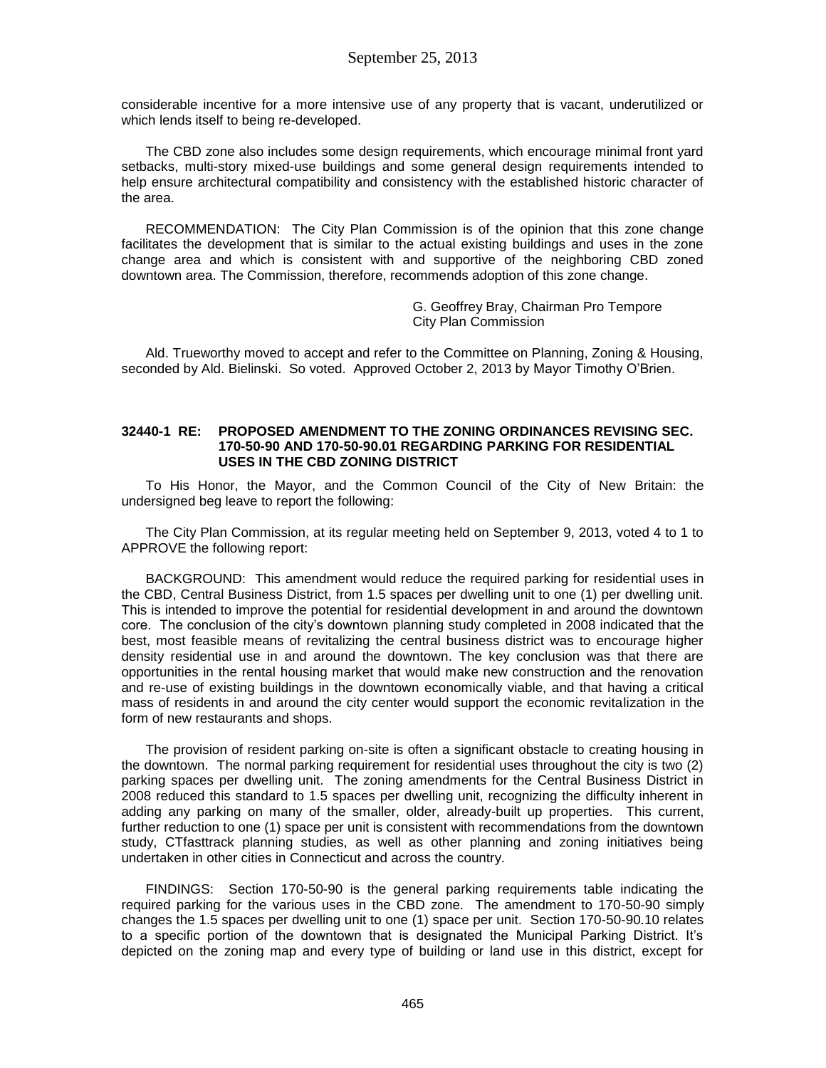considerable incentive for a more intensive use of any property that is vacant, underutilized or which lends itself to being re-developed.

The CBD zone also includes some design requirements, which encourage minimal front yard setbacks, multi-story mixed-use buildings and some general design requirements intended to help ensure architectural compatibility and consistency with the established historic character of the area.

RECOMMENDATION: The City Plan Commission is of the opinion that this zone change facilitates the development that is similar to the actual existing buildings and uses in the zone change area and which is consistent with and supportive of the neighboring CBD zoned downtown area. The Commission, therefore, recommends adoption of this zone change.

G. Geoffrey Bray, Chairman Pro Tempore
City Plan Commission

Ald. Trueworthy moved to accept and refer to the Committee on Planning, Zoning & Housing, seconded by Ald. Bielinski. So voted. Approved October 2, 2013 by Mayor Timothy O'Brien.

**32440-1 RE: PROPOSED AMENDMENT TO THE ZONING ORDINANCES REVISING SEC. 170-50-90 AND 170-50-90.01 REGARDING PARKING FOR RESIDENTIAL USES IN THE CBD ZONING DISTRICT**

To His Honor, the Mayor, and the Common Council of the City of New Britain: the undersigned beg leave to report the following:

The City Plan Commission, at its regular meeting held on September 9, 2013, voted 4 to 1 to APPROVE the following report:

BACKGROUND: This amendment would reduce the required parking for residential uses in the CBD, Central Business District, from 1.5 spaces per dwelling unit to one (1) per dwelling unit. This is intended to improve the potential for residential development in and around the downtown core. The conclusion of the city's downtown planning study completed in 2008 indicated that the best, most feasible means of revitalizing the central business district was to encourage higher density residential use in and around the downtown. The key conclusion was that there are opportunities in the rental housing market that would make new construction and the renovation and re-use of existing buildings in the downtown economically viable, and that having a critical mass of residents in and around the city center would support the economic revitalization in the form of new restaurants and shops.

The provision of resident parking on-site is often a significant obstacle to creating housing in the downtown. The normal parking requirement for residential uses throughout the city is two (2) parking spaces per dwelling unit. The zoning amendments for the Central Business District in 2008 reduced this standard to 1.5 spaces per dwelling unit, recognizing the difficulty inherent in adding any parking on many of the smaller, older, already-built up properties. This current, further reduction to one (1) space per unit is consistent with recommendations from the downtown study, CTfasttrack planning studies, as well as other planning and zoning initiatives being undertaken in other cities in Connecticut and across the country.

FINDINGS: Section 170-50-90 is the general parking requirements table indicating the required parking for the various uses in the CBD zone. The amendment to 170-50-90 simply changes the 1.5 spaces per dwelling unit to one (1) space per unit. Section 170-50-90.10 relates to a specific portion of the downtown that is designated the Municipal Parking District. It's depicted on the zoning map and every type of building or land use in this district, except for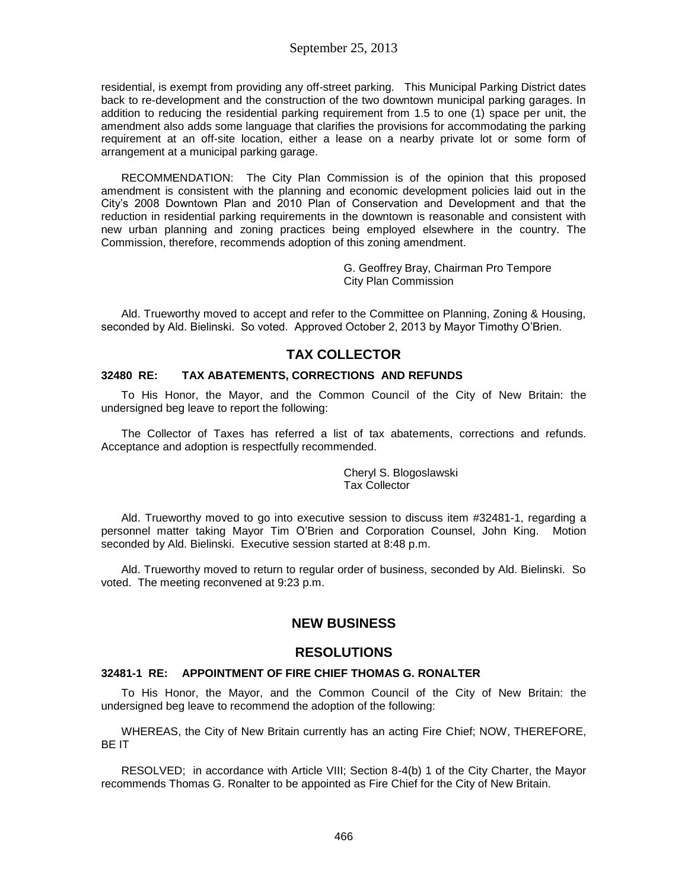residential, is exempt from providing any off-street parking. This Municipal Parking District dates back to re-development and the construction of the two downtown municipal parking garages. In addition to reducing the residential parking requirement from 1.5 to one (1) space per unit, the amendment also adds some language that clarifies the provisions for accommodating the parking requirement at an off-site location, either a lease on a nearby private lot or some form of arrangement at a municipal parking garage.

RECOMMENDATION: The City Plan Commission is of the opinion that this proposed amendment is consistent with the planning and economic development policies laid out in the City's 2008 Downtown Plan and 2010 Plan of Conservation and Development and that the reduction in residential parking requirements in the downtown is reasonable and consistent with new urban planning and zoning practices being employed elsewhere in the country. The Commission, therefore, recommends adoption of this zoning amendment.

G. Geoffrey Bray, Chairman Pro Tempore
City Plan Commission

Ald. Trueworthy moved to accept and refer to the Committee on Planning, Zoning & Housing, seconded by Ald. Bielinski. So voted. Approved October 2, 2013 by Mayor Timothy O'Brien.

## TAX COLLECTOR

### 32480 RE: TAX ABATEMENTS, CORRECTIONS AND REFUNDS

To His Honor, the Mayor, and the Common Council of the City of New Britain: the undersigned beg leave to report the following:

The Collector of Taxes has referred a list of tax abatements, corrections and refunds. Acceptance and adoption is respectfully recommended.

Cheryl S. Blogoslawski
Tax Collector

Ald. Trueworthy moved to go into executive session to discuss item #32481-1, regarding a personnel matter taking Mayor Tim O'Brien and Corporation Counsel, John King. Motion seconded by Ald. Bielinski. Executive session started at 8:48 p.m.

Ald. Trueworthy moved to return to regular order of business, seconded by Ald. Bielinski. So voted. The meeting reconvened at 9:23 p.m.

## NEW BUSINESS

## RESOLUTIONS

### 32481-1 RE: APPOINTMENT OF FIRE CHIEF THOMAS G. RONALTER

To His Honor, the Mayor, and the Common Council of the City of New Britain: the undersigned beg leave to recommend the adoption of the following:

WHEREAS, the City of New Britain currently has an acting Fire Chief; NOW, THEREFORE, BE IT

RESOLVED; in accordance with Article VIII; Section 8-4(b) 1 of the City Charter, the Mayor recommends Thomas G. Ronalter to be appointed as Fire Chief for the City of New Britain.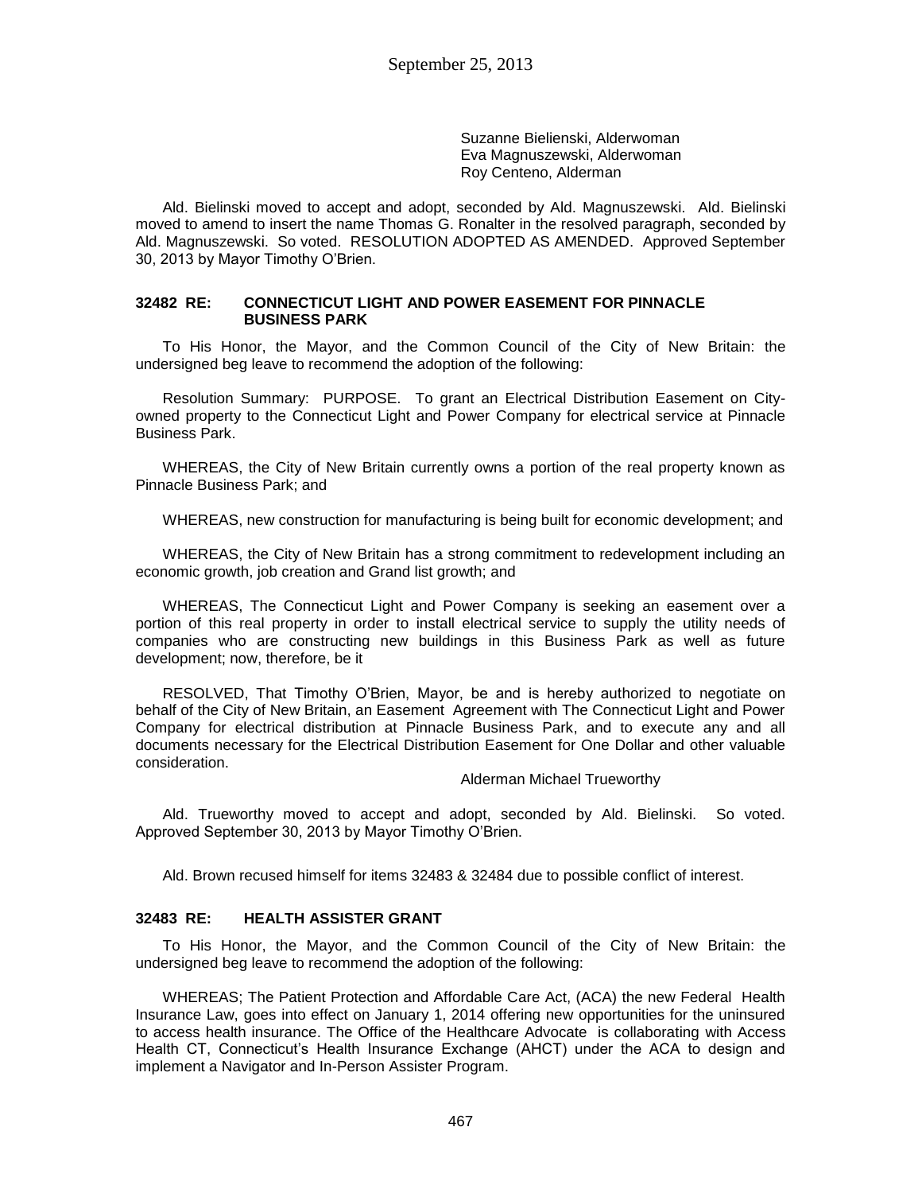Suzanne Bielienski, Alderwoman
Eva Magnuszewski, Alderwoman
Roy Centeno, Alderman

Ald. Bielinski moved to accept and adopt, seconded by Ald. Magnuszewski. Ald. Bielinski moved to amend to insert the name Thomas G. Ronalter in the resolved paragraph, seconded by Ald. Magnuszewski. So voted. RESOLUTION ADOPTED AS AMENDED. Approved September 30, 2013 by Mayor Timothy O'Brien.

### 32482 RE: CONNECTICUT LIGHT AND POWER EASEMENT FOR PINNACLE BUSINESS PARK

To His Honor, the Mayor, and the Common Council of the City of New Britain: the undersigned beg leave to recommend the adoption of the following:

Resolution Summary: PURPOSE. To grant an Electrical Distribution Easement on City-owned property to the Connecticut Light and Power Company for electrical service at Pinnacle Business Park.

WHEREAS, the City of New Britain currently owns a portion of the real property known as Pinnacle Business Park; and

WHEREAS, new construction for manufacturing is being built for economic development; and

WHEREAS, the City of New Britain has a strong commitment to redevelopment including an economic growth, job creation and Grand list growth; and

WHEREAS, The Connecticut Light and Power Company is seeking an easement over a portion of this real property in order to install electrical service to supply the utility needs of companies who are constructing new buildings in this Business Park as well as future development; now, therefore, be it

RESOLVED, That Timothy O'Brien, Mayor, be and is hereby authorized to negotiate on behalf of the City of New Britain, an Easement Agreement with The Connecticut Light and Power Company for electrical distribution at Pinnacle Business Park, and to execute any and all documents necessary for the Electrical Distribution Easement for One Dollar and other valuable consideration.

Alderman Michael Trueworthy

Ald. Trueworthy moved to accept and adopt, seconded by Ald. Bielinski. So voted. Approved September 30, 2013 by Mayor Timothy O'Brien.

Ald. Brown recused himself for items 32483 & 32484 due to possible conflict of interest.

### 32483 RE: HEALTH ASSISTER GRANT

To His Honor, the Mayor, and the Common Council of the City of New Britain: the undersigned beg leave to recommend the adoption of the following:

WHEREAS; The Patient Protection and Affordable Care Act, (ACA) the new Federal Health Insurance Law, goes into effect on January 1, 2014 offering new opportunities for the uninsured to access health insurance. The Office of the Healthcare Advocate is collaborating with Access Health CT, Connecticut's Health Insurance Exchange (AHCT) under the ACA to design and implement a Navigator and In-Person Assister Program.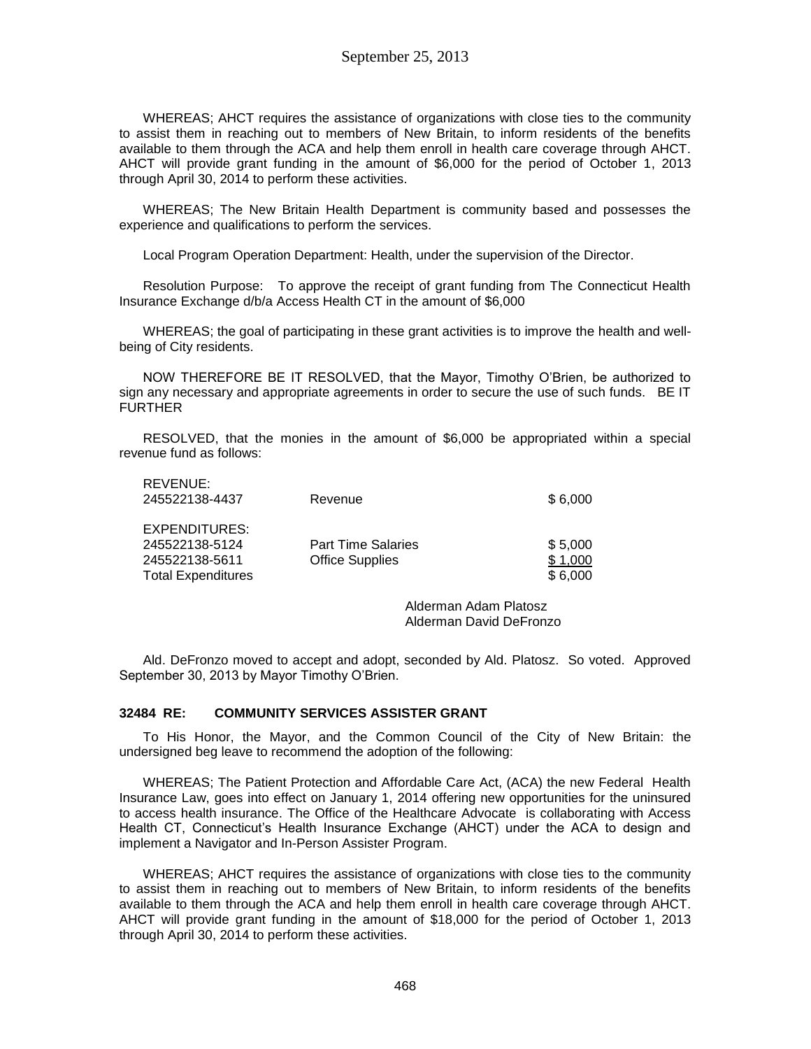WHEREAS; AHCT requires the assistance of organizations with close ties to the community to assist them in reaching out to members of New Britain, to inform residents of the benefits available to them through the ACA and help them enroll in health care coverage through AHCT. AHCT will provide grant funding in the amount of $6,000 for the period of October 1, 2013 through April 30, 2014 to perform these activities.

WHEREAS; The New Britain Health Department is community based and possesses the experience and qualifications to perform the services.

Local Program Operation Department: Health, under the supervision of the Director.

Resolution Purpose: To approve the receipt of grant funding from The Connecticut Health Insurance Exchange d/b/a Access Health CT in the amount of $6,000

WHEREAS; the goal of participating in these grant activities is to improve the health and well-being of City residents.

NOW THEREFORE BE IT RESOLVED, that the Mayor, Timothy O'Brien, be authorized to sign any necessary and appropriate agreements in order to secure the use of such funds. BE IT FURTHER

RESOLVED, that the monies in the amount of $6,000 be appropriated within a special revenue fund as follows:

| | | |
|---|---|---|
| REVENUE: | | |
| 245522138-4437 | Revenue | $ 6,000 |
| EXPENDITURES: | | |
| 245522138-5124 | Part Time Salaries | $ 5,000 |
| 245522138-5611 | Office Supplies | $ 1,000 |
| Total Expenditures | | $ 6,000 |

Alderman Adam Platosz
Alderman David DeFronzo

Ald. DeFronzo moved to accept and adopt, seconded by Ald. Platosz. So voted. Approved September 30, 2013 by Mayor Timothy O'Brien.

### 32484 RE: COMMUNITY SERVICES ASSISTER GRANT

To His Honor, the Mayor, and the Common Council of the City of New Britain: the undersigned beg leave to recommend the adoption of the following:

WHEREAS; The Patient Protection and Affordable Care Act, (ACA) the new Federal Health Insurance Law, goes into effect on January 1, 2014 offering new opportunities for the uninsured to access health insurance. The Office of the Healthcare Advocate is collaborating with Access Health CT, Connecticut's Health Insurance Exchange (AHCT) under the ACA to design and implement a Navigator and In-Person Assister Program.

WHEREAS; AHCT requires the assistance of organizations with close ties to the community to assist them in reaching out to members of New Britain, to inform residents of the benefits available to them through the ACA and help them enroll in health care coverage through AHCT. AHCT will provide grant funding in the amount of $18,000 for the period of October 1, 2013 through April 30, 2014 to perform these activities.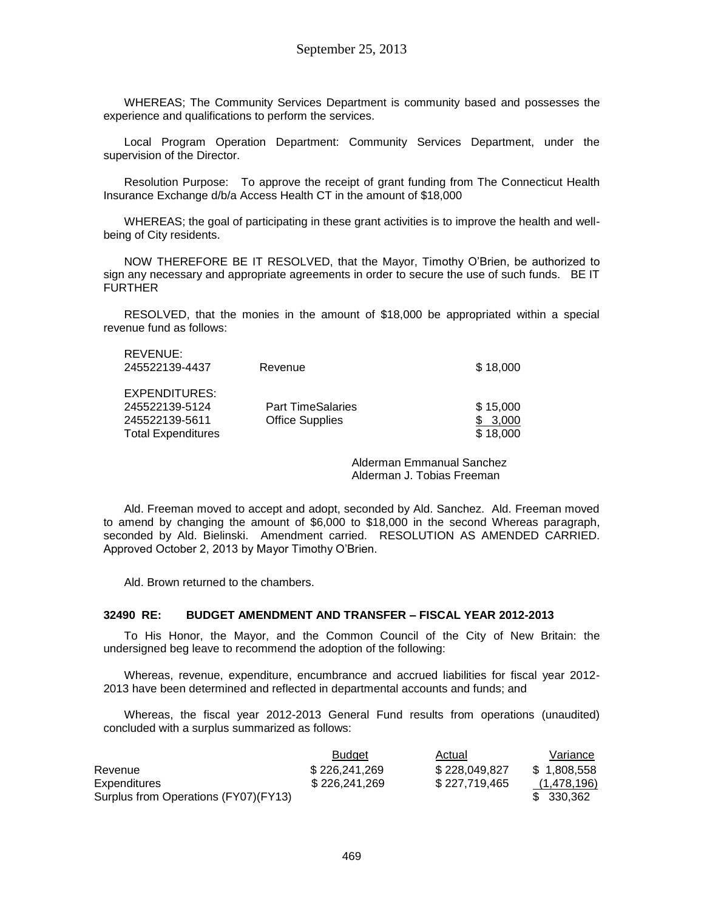WHEREAS; The Community Services Department is community based and possesses the experience and qualifications to perform the services.

Local Program Operation Department: Community Services Department, under the supervision of the Director.

Resolution Purpose: To approve the receipt of grant funding from The Connecticut Health Insurance Exchange d/b/a Access Health CT in the amount of $18,000

WHEREAS; the goal of participating in these grant activities is to improve the health and well-being of City residents.

NOW THEREFORE BE IT RESOLVED, that the Mayor, Timothy O'Brien, be authorized to sign any necessary and appropriate agreements in order to secure the use of such funds. BE IT FURTHER

RESOLVED, that the monies in the amount of $18,000 be appropriated within a special revenue fund as follows:

| | | |
|---|---|---|
| REVENUE: | | |
| 245522139-4437 | Revenue | $ 18,000 |
| | | |
| EXPENDITURES: | | |
| 245522139-5124 | Part TimeSalaries | $ 15,000 |
| 245522139-5611 | Office Supplies | $ 3,000 |
| Total Expenditures | | $ 18,000 |

Alderman Emmanual Sanchez
Alderman J. Tobias Freeman

Ald. Freeman moved to accept and adopt, seconded by Ald. Sanchez. Ald. Freeman moved to amend by changing the amount of $6,000 to $18,000 in the second Whereas paragraph, seconded by Ald. Bielinski. Amendment carried. RESOLUTION AS AMENDED CARRIED. Approved October 2, 2013 by Mayor Timothy O'Brien.

Ald. Brown returned to the chambers.

**32490 RE: BUDGET AMENDMENT AND TRANSFER – FISCAL YEAR 2012-2013**

To His Honor, the Mayor, and the Common Council of the City of New Britain: the undersigned beg leave to recommend the adoption of the following:

Whereas, revenue, expenditure, encumbrance and accrued liabilities for fiscal year 2012-2013 have been determined and reflected in departmental accounts and funds; and

Whereas, the fiscal year 2012-2013 General Fund results from operations (unaudited) concluded with a surplus summarized as follows:

| | Budget | Actual | Variance |
|---|---|---|---|
| Revenue | $ 226,241,269 | $ 228,049,827 | $ 1,808,558 |
| Expenditures | $ 226,241,269 | $ 227,719,465 | (1,478,196) |
| Surplus from Operations (FY07)(FY13) | | | $ 330,362 |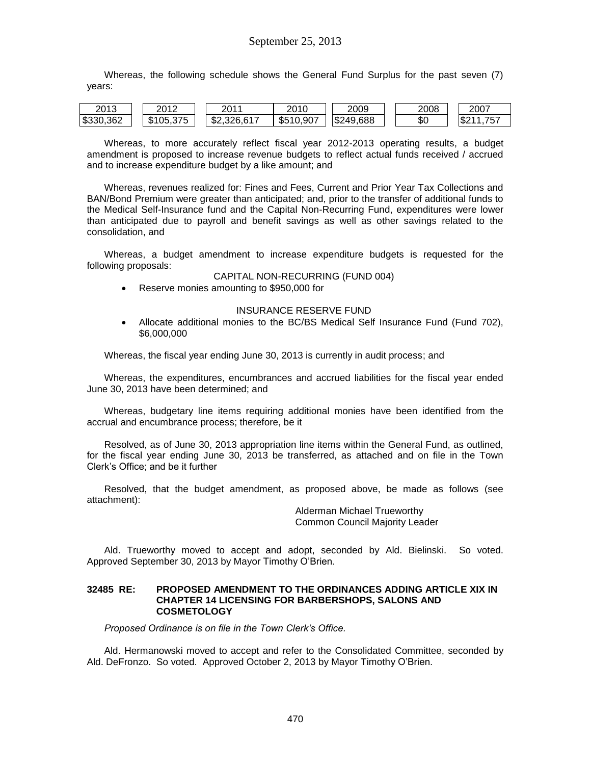Whereas, the following schedule shows the General Fund Surplus for the past seven (7) years:

| 2013 | 2012 | 2011 | 2010 | 2009 | 2008 | 2007 |
|---|---|---|---|---|---|---|
| $330,362 | $105,375 | $2,326,617 | $510,907 | $249,688 | $0 | $211,757 |

Whereas, to more accurately reflect fiscal year 2012-2013 operating results, a budget amendment is proposed to increase revenue budgets to reflect actual funds received / accrued and to increase expenditure budget by a like amount; and

Whereas, revenues realized for: Fines and Fees, Current and Prior Year Tax Collections and BAN/Bond Premium were greater than anticipated; and, prior to the transfer of additional funds to the Medical Self-Insurance fund and the Capital Non-Recurring Fund, expenditures were lower than anticipated due to payroll and benefit savings as well as other savings related to the consolidation, and

Whereas, a budget amendment to increase expenditure budgets is requested for the following proposals:

CAPITAL NON-RECURRING (FUND 004)

- Reserve monies amounting to $950,000 for

INSURANCE RESERVE FUND

- Allocate additional monies to the BC/BS Medical Self Insurance Fund (Fund 702), $6,000,000

Whereas, the fiscal year ending June 30, 2013 is currently in audit process; and

Whereas, the expenditures, encumbrances and accrued liabilities for the fiscal year ended June 30, 2013 have been determined; and

Whereas, budgetary line items requiring additional monies have been identified from the accrual and encumbrance process; therefore, be it

Resolved, as of June 30, 2013 appropriation line items within the General Fund, as outlined, for the fiscal year ending June 30, 2013 be transferred, as attached and on file in the Town Clerk's Office; and be it further

Resolved, that the budget amendment, as proposed above, be made as follows (see attachment):

Alderman Michael Trueworthy
Common Council Majority Leader

Ald. Trueworthy moved to accept and adopt, seconded by Ald. Bielinski. So voted. Approved September 30, 2013 by Mayor Timothy O'Brien.

**32485 RE: PROPOSED AMENDMENT TO THE ORDINANCES ADDING ARTICLE XIX IN CHAPTER 14 LICENSING FOR BARBERSHOPS, SALONS AND COSMETOLOGY**

*Proposed Ordinance is on file in the Town Clerk's Office.*

Ald. Hermanowski moved to accept and refer to the Consolidated Committee, seconded by Ald. DeFronzo. So voted. Approved October 2, 2013 by Mayor Timothy O'Brien.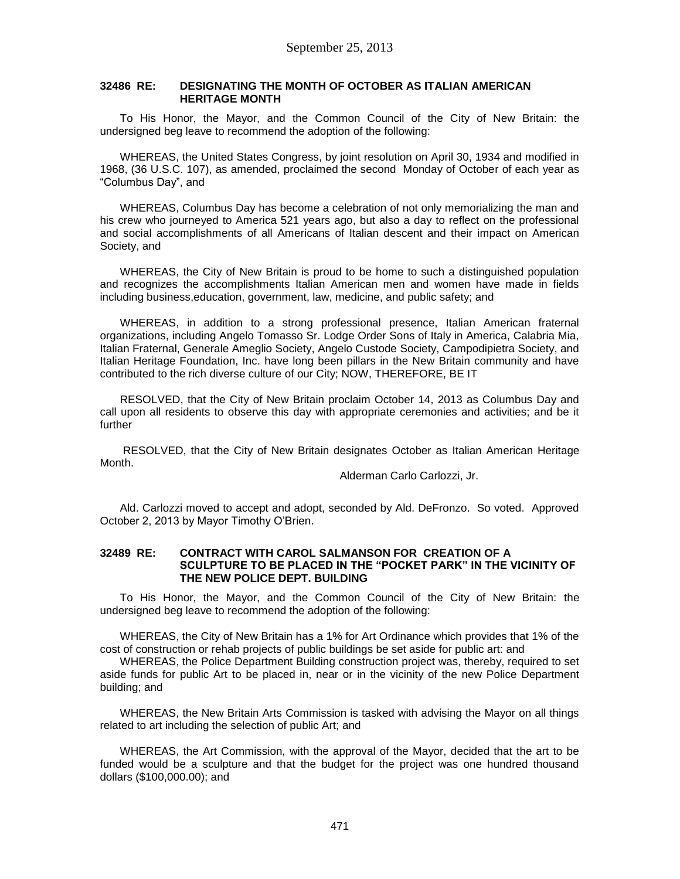### 32486 RE: DESIGNATING THE MONTH OF OCTOBER AS ITALIAN AMERICAN HERITAGE MONTH

To His Honor, the Mayor, and the Common Council of the City of New Britain: the undersigned beg leave to recommend the adoption of the following:

WHEREAS, the United States Congress, by joint resolution on April 30, 1934 and modified in 1968, (36 U.S.C. 107), as amended, proclaimed the second Monday of October of each year as "Columbus Day", and

WHEREAS, Columbus Day has become a celebration of not only memorializing the man and his crew who journeyed to America 521 years ago, but also a day to reflect on the professional and social accomplishments of all Americans of Italian descent and their impact on American Society, and

WHEREAS, the City of New Britain is proud to be home to such a distinguished population and recognizes the accomplishments Italian American men and women have made in fields including business,education, government, law, medicine, and public safety; and

WHEREAS, in addition to a strong professional presence, Italian American fraternal organizations, including Angelo Tomasso Sr. Lodge Order Sons of Italy in America, Calabria Mia, Italian Fraternal, Generale Ameglio Society, Angelo Custode Society, Campodipietra Society, and Italian Heritage Foundation, Inc. have long been pillars in the New Britain community and have contributed to the rich diverse culture of our City; NOW, THEREFORE, BE IT

RESOLVED, that the City of New Britain proclaim October 14, 2013 as Columbus Day and call upon all residents to observe this day with appropriate ceremonies and activities; and be it further

RESOLVED, that the City of New Britain designates October as Italian American Heritage Month.

Alderman Carlo Carlozzi, Jr.

Ald. Carlozzi moved to accept and adopt, seconded by Ald. DeFronzo. So voted. Approved October 2, 2013 by Mayor Timothy O'Brien.

### 32489 RE: CONTRACT WITH CAROL SALMANSON FOR CREATION OF A SCULPTURE TO BE PLACED IN THE "POCKET PARK" IN THE VICINITY OF THE NEW POLICE DEPT. BUILDING

To His Honor, the Mayor, and the Common Council of the City of New Britain: the undersigned beg leave to recommend the adoption of the following:

WHEREAS, the City of New Britain has a 1% for Art Ordinance which provides that 1% of the cost of construction or rehab projects of public buildings be set aside for public art: and

WHEREAS, the Police Department Building construction project was, thereby, required to set aside funds for public Art to be placed in, near or in the vicinity of the new Police Department building; and

WHEREAS, the New Britain Arts Commission is tasked with advising the Mayor on all things related to art including the selection of public Art; and

WHEREAS, the Art Commission, with the approval of the Mayor, decided that the art to be funded would be a sculpture and that the budget for the project was one hundred thousand dollars ($100,000.00); and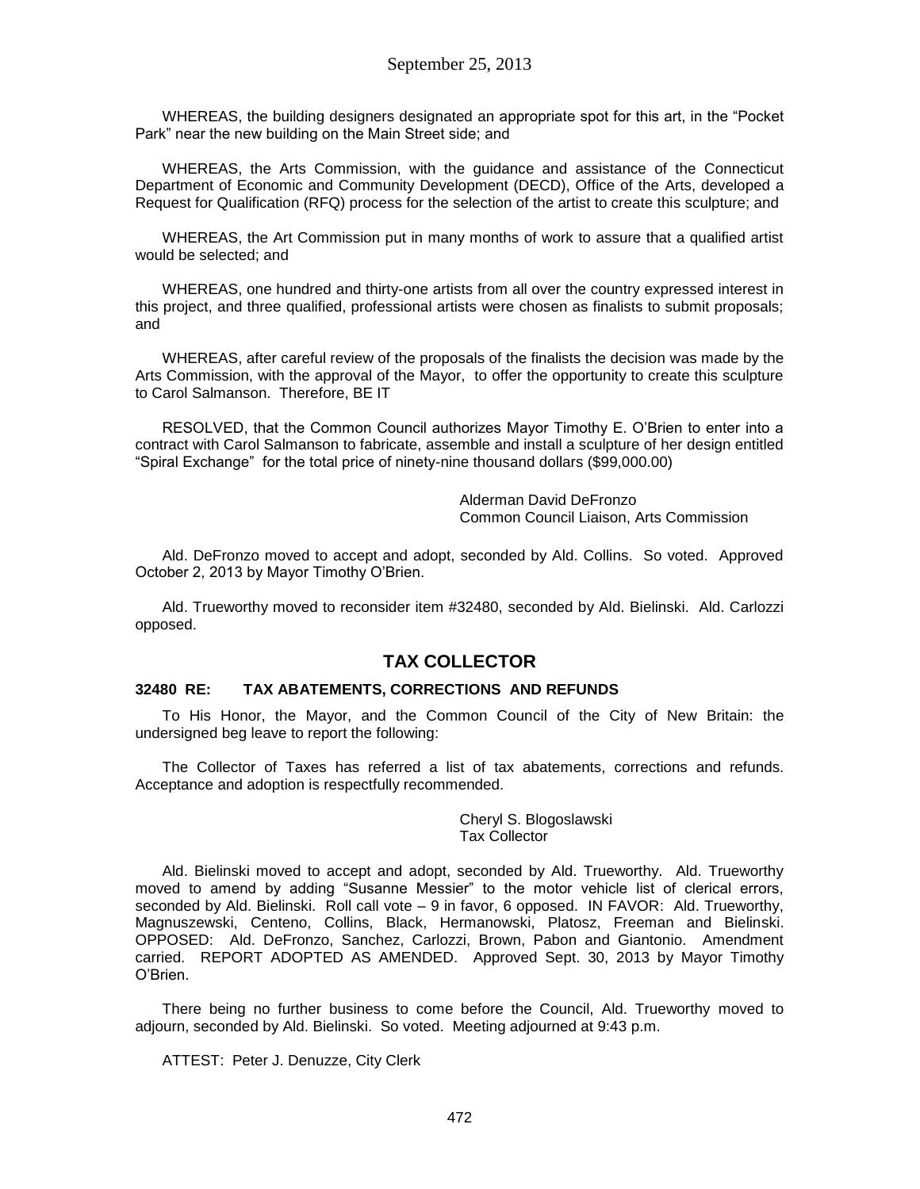WHEREAS, the building designers designated an appropriate spot for this art, in the "Pocket Park" near the new building on the Main Street side; and

WHEREAS, the Arts Commission, with the guidance and assistance of the Connecticut Department of Economic and Community Development (DECD), Office of the Arts, developed a Request for Qualification (RFQ) process for the selection of the artist to create this sculpture; and

WHEREAS, the Art Commission put in many months of work to assure that a qualified artist would be selected; and

WHEREAS, one hundred and thirty-one artists from all over the country expressed interest in this project, and three qualified, professional artists were chosen as finalists to submit proposals; and

WHEREAS, after careful review of the proposals of the finalists the decision was made by the Arts Commission, with the approval of the Mayor, to offer the opportunity to create this sculpture to Carol Salmanson. Therefore, BE IT

RESOLVED, that the Common Council authorizes Mayor Timothy E. O'Brien to enter into a contract with Carol Salmanson to fabricate, assemble and install a sculpture of her design entitled "Spiral Exchange" for the total price of ninety-nine thousand dollars ($99,000.00)

Alderman David DeFronzo
Common Council Liaison, Arts Commission

Ald. DeFronzo moved to accept and adopt, seconded by Ald. Collins. So voted. Approved October 2, 2013 by Mayor Timothy O'Brien.

Ald. Trueworthy moved to reconsider item #32480, seconded by Ald. Bielinski. Ald. Carlozzi opposed.

## TAX COLLECTOR

### 32480 RE: TAX ABATEMENTS, CORRECTIONS AND REFUNDS

To His Honor, the Mayor, and the Common Council of the City of New Britain: the undersigned beg leave to report the following:

The Collector of Taxes has referred a list of tax abatements, corrections and refunds. Acceptance and adoption is respectfully recommended.

Cheryl S. Blogoslawski
Tax Collector

Ald. Bielinski moved to accept and adopt, seconded by Ald. Trueworthy. Ald. Trueworthy moved to amend by adding "Susanne Messier" to the motor vehicle list of clerical errors, seconded by Ald. Bielinski. Roll call vote – 9 in favor, 6 opposed. IN FAVOR: Ald. Trueworthy, Magnuszewski, Centeno, Collins, Black, Hermanowski, Platosz, Freeman and Bielinski. OPPOSED: Ald. DeFronzo, Sanchez, Carlozzi, Brown, Pabon and Giantonio. Amendment carried. REPORT ADOPTED AS AMENDED. Approved Sept. 30, 2013 by Mayor Timothy O'Brien.

There being no further business to come before the Council, Ald. Trueworthy moved to adjourn, seconded by Ald. Bielinski. So voted. Meeting adjourned at 9:43 p.m.

ATTEST: Peter J. Denuzze, City Clerk